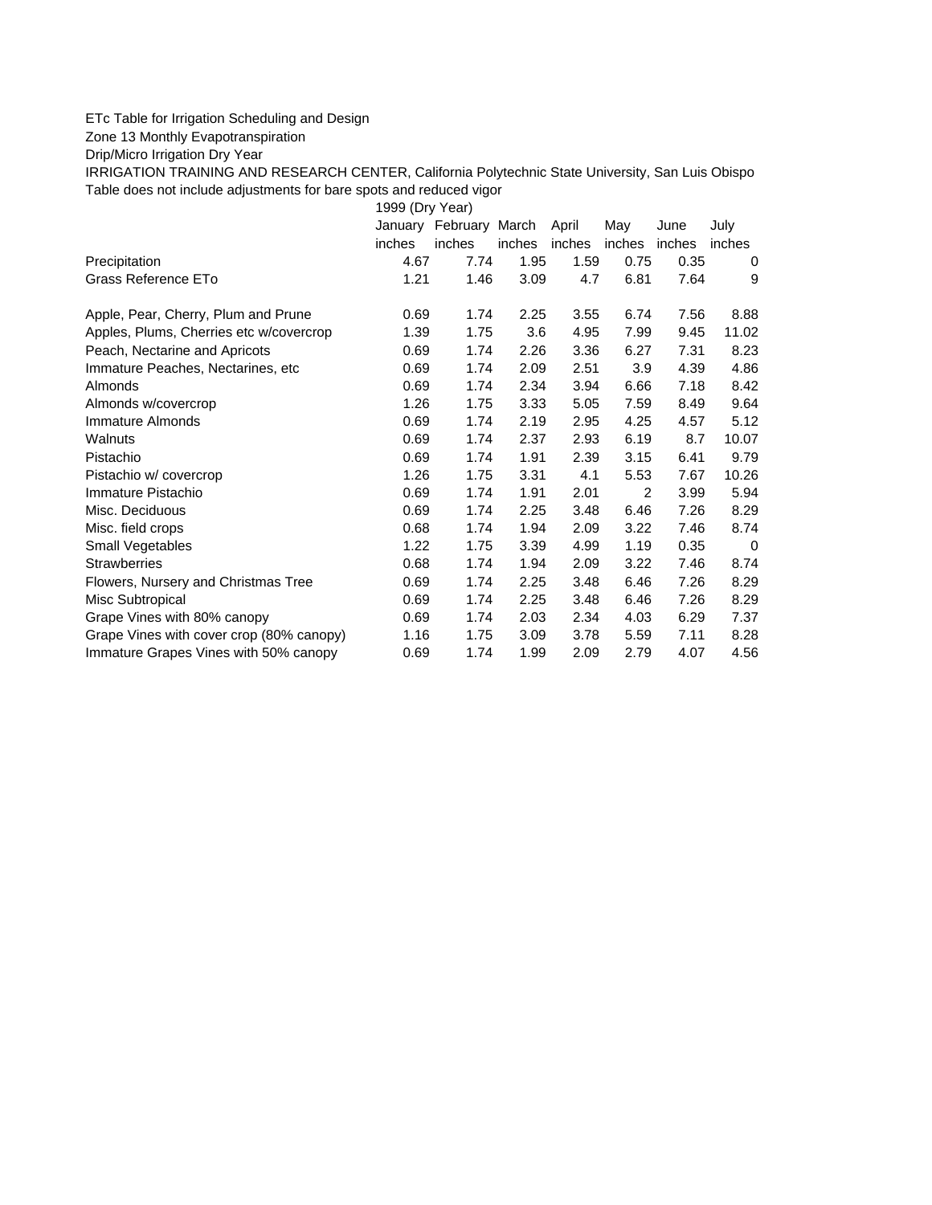ETc Table for Irrigation Scheduling and Design

Zone 13 Monthly Evapotranspiration

Drip/Micro Irrigation Dry Year

IRRIGATION TRAINING AND RESEARCH CENTER, California Polytechnic State University, San Luis Obispo

Table does not include adjustments for bare spots and reduced vigor

| | 1999 (Dry Year) | | | | | | |
|---|---|---|---|---|---|---|---|
| | January | February | March | April | May | June | July |
| | inches | inches | inches | inches | inches | inches | inches |
| Precipitation | 4.67 | 7.74 | 1.95 | 1.59 | 0.75 | 0.35 | 0 |
| Grass Reference ETo | 1.21 | 1.46 | 3.09 | 4.7 | 6.81 | 7.64 | 9 |
| | | | | | | | |
| Apple, Pear, Cherry, Plum and Prune | 0.69 | 1.74 | 2.25 | 3.55 | 6.74 | 7.56 | 8.88 |
| Apples, Plums, Cherries etc w/covercrop | 1.39 | 1.75 | 3.6 | 4.95 | 7.99 | 9.45 | 11.02 |
| Peach, Nectarine and Apricots | 0.69 | 1.74 | 2.26 | 3.36 | 6.27 | 7.31 | 8.23 |
| Immature Peaches, Nectarines, etc | 0.69 | 1.74 | 2.09 | 2.51 | 3.9 | 4.39 | 4.86 |
| Almonds | 0.69 | 1.74 | 2.34 | 3.94 | 6.66 | 7.18 | 8.42 |
| Almonds w/covercrop | 1.26 | 1.75 | 3.33 | 5.05 | 7.59 | 8.49 | 9.64 |
| Immature Almonds | 0.69 | 1.74 | 2.19 | 2.95 | 4.25 | 4.57 | 5.12 |
| Walnuts | 0.69 | 1.74 | 2.37 | 2.93 | 6.19 | 8.7 | 10.07 |
| Pistachio | 0.69 | 1.74 | 1.91 | 2.39 | 3.15 | 6.41 | 9.79 |
| Pistachio w/ covercrop | 1.26 | 1.75 | 3.31 | 4.1 | 5.53 | 7.67 | 10.26 |
| Immature Pistachio | 0.69 | 1.74 | 1.91 | 2.01 | 2 | 3.99 | 5.94 |
| Misc. Deciduous | 0.69 | 1.74 | 2.25 | 3.48 | 6.46 | 7.26 | 8.29 |
| Misc. field crops | 0.68 | 1.74 | 1.94 | 2.09 | 3.22 | 7.46 | 8.74 |
| Small Vegetables | 1.22 | 1.75 | 3.39 | 4.99 | 1.19 | 0.35 | 0 |
| Strawberries | 0.68 | 1.74 | 1.94 | 2.09 | 3.22 | 7.46 | 8.74 |
| Flowers, Nursery and Christmas Tree | 0.69 | 1.74 | 2.25 | 3.48 | 6.46 | 7.26 | 8.29 |
| Misc Subtropical | 0.69 | 1.74 | 2.25 | 3.48 | 6.46 | 7.26 | 8.29 |
| Grape Vines with 80% canopy | 0.69 | 1.74 | 2.03 | 2.34 | 4.03 | 6.29 | 7.37 |
| Grape Vines with cover crop (80% canopy) | 1.16 | 1.75 | 3.09 | 3.78 | 5.59 | 7.11 | 8.28 |
| Immature Grapes Vines with 50% canopy | 0.69 | 1.74 | 1.99 | 2.09 | 2.79 | 4.07 | 4.56 |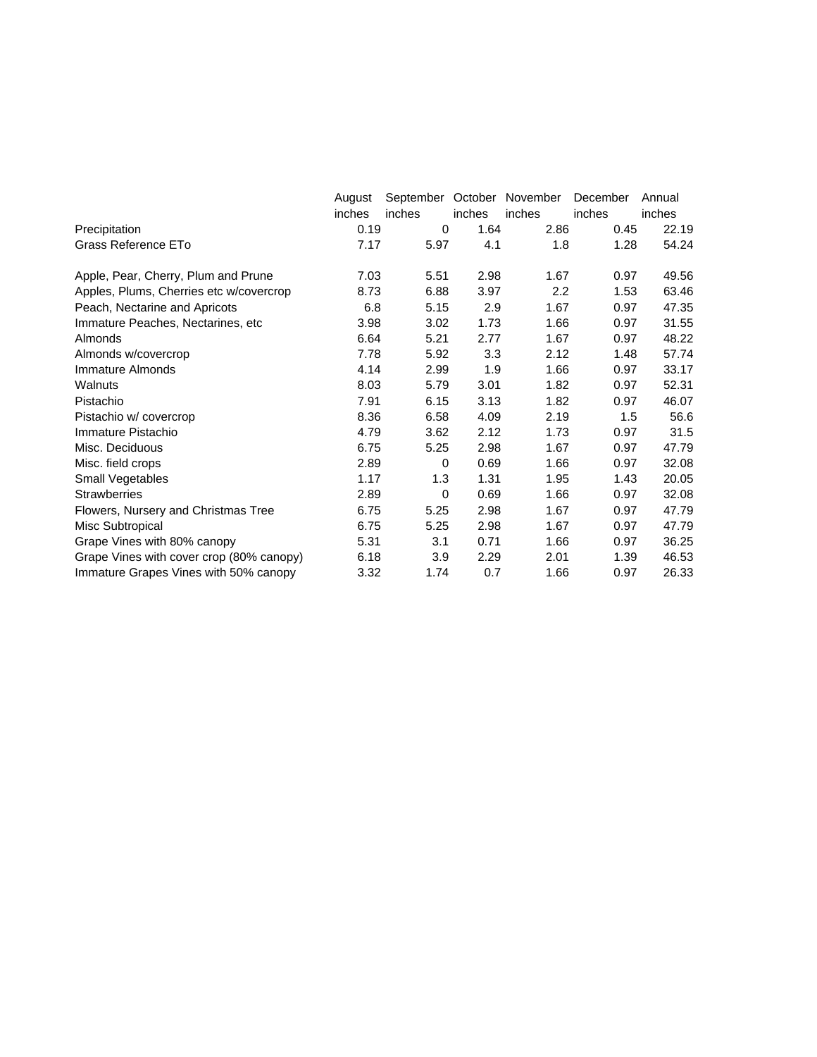| | August inches | September inches | October inches | November inches | December inches | Annual inches |
|---|---|---|---|---|---|---|
| Precipitation | 0.19 | 0 | 1.64 | 2.86 | 0.45 | 22.19 |
| Grass Reference ETo | 7.17 | 5.97 | 4.1 | 1.8 | 1.28 | 54.24 |
| | | | | | | |
| Apple, Pear, Cherry, Plum and Prune | 7.03 | 5.51 | 2.98 | 1.67 | 0.97 | 49.56 |
| Apples, Plums, Cherries etc w/covercrop | 8.73 | 6.88 | 3.97 | 2.2 | 1.53 | 63.46 |
| Peach, Nectarine and Apricots | 6.8 | 5.15 | 2.9 | 1.67 | 0.97 | 47.35 |
| Immature Peaches, Nectarines, etc | 3.98 | 3.02 | 1.73 | 1.66 | 0.97 | 31.55 |
| Almonds | 6.64 | 5.21 | 2.77 | 1.67 | 0.97 | 48.22 |
| Almonds w/covercrop | 7.78 | 5.92 | 3.3 | 2.12 | 1.48 | 57.74 |
| Immature Almonds | 4.14 | 2.99 | 1.9 | 1.66 | 0.97 | 33.17 |
| Walnuts | 8.03 | 5.79 | 3.01 | 1.82 | 0.97 | 52.31 |
| Pistachio | 7.91 | 6.15 | 3.13 | 1.82 | 0.97 | 46.07 |
| Pistachio w/ covercrop | 8.36 | 6.58 | 4.09 | 2.19 | 1.5 | 56.6 |
| Immature Pistachio | 4.79 | 3.62 | 2.12 | 1.73 | 0.97 | 31.5 |
| Misc. Deciduous | 6.75 | 5.25 | 2.98 | 1.67 | 0.97 | 47.79 |
| Misc. field crops | 2.89 | 0 | 0.69 | 1.66 | 0.97 | 32.08 |
| Small Vegetables | 1.17 | 1.3 | 1.31 | 1.95 | 1.43 | 20.05 |
| Strawberries | 2.89 | 0 | 0.69 | 1.66 | 0.97 | 32.08 |
| Flowers, Nursery and Christmas Tree | 6.75 | 5.25 | 2.98 | 1.67 | 0.97 | 47.79 |
| Misc Subtropical | 6.75 | 5.25 | 2.98 | 1.67 | 0.97 | 47.79 |
| Grape Vines with 80% canopy | 5.31 | 3.1 | 0.71 | 1.66 | 0.97 | 36.25 |
| Grape Vines with cover crop (80% canopy) | 6.18 | 3.9 | 2.29 | 2.01 | 1.39 | 46.53 |
| Immature Grapes Vines with 50% canopy | 3.32 | 1.74 | 0.7 | 1.66 | 0.97 | 26.33 |